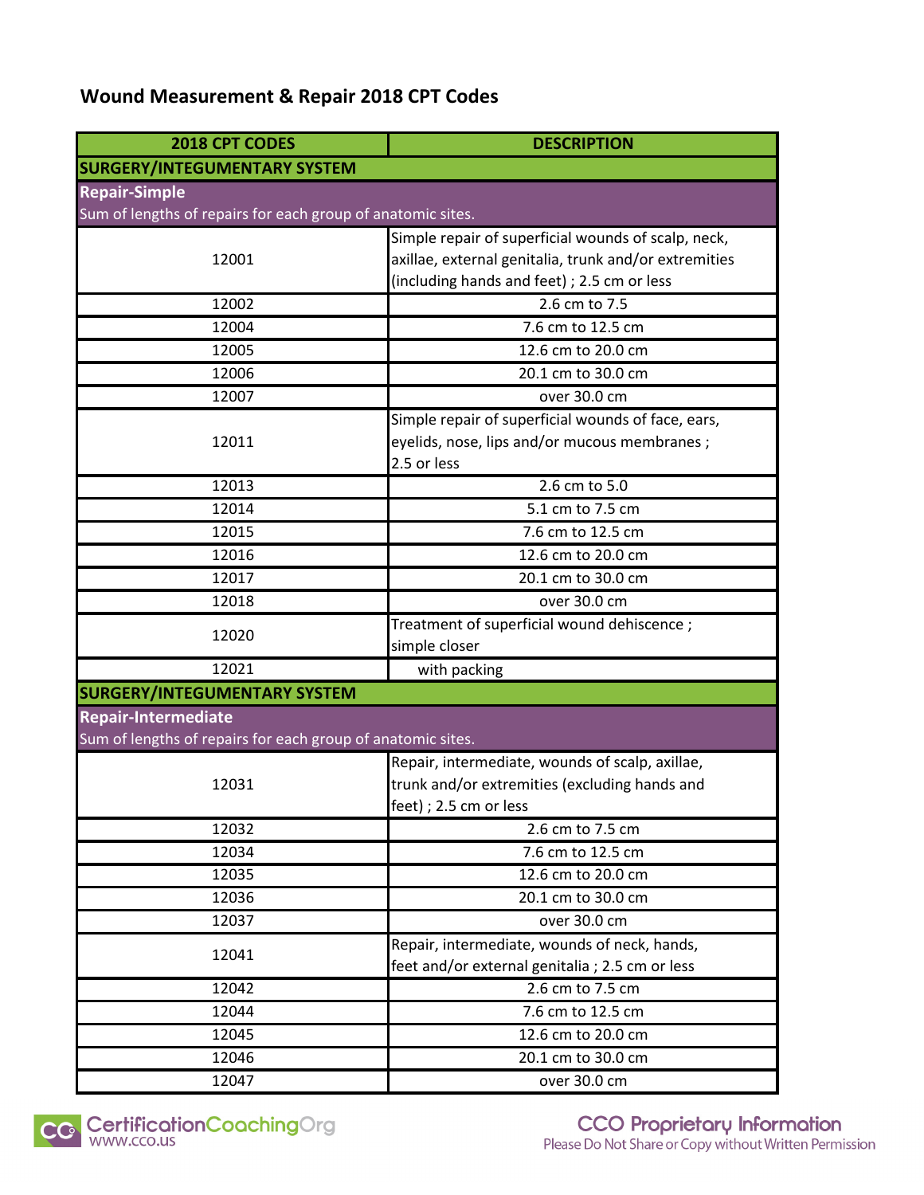## Wound Measurement & Repair 2018 CPT Codes

| 2018 CPT CODES | DESCRIPTION |
|---|---|
| **SURGERY/INTEGUMENTARY SYSTEM** | |
| **Repair-Simple** Sum of lengths of repairs for each group of anatomic sites. | |
| 12001 | Simple repair of superficial wounds of scalp, neck, axillae, external genitalia, trunk and/or extremities (including hands and feet) ; 2.5 cm or less |
| 12002 | 2.6 cm to 7.5 |
| 12004 | 7.6 cm to 12.5 cm |
| 12005 | 12.6 cm to 20.0 cm |
| 12006 | 20.1 cm to 30.0 cm |
| 12007 | over 30.0 cm |
| 12011 | Simple repair of superficial wounds of face, ears, eyelids, nose, lips and/or mucous membranes ; 2.5 or less |
| 12013 | 2.6 cm to 5.0 |
| 12014 | 5.1 cm to 7.5 cm |
| 12015 | 7.6 cm to 12.5 cm |
| 12016 | 12.6 cm to 20.0 cm |
| 12017 | 20.1 cm to 30.0 cm |
| 12018 | over 30.0 cm |
| 12020 | Treatment of superficial wound dehiscence ; simple closer |
| 12021 | with packing |
| **SURGERY/INTEGUMENTARY SYSTEM** | |
| **Repair-Intermediate** Sum of lengths of repairs for each group of anatomic sites. | |
| 12031 | Repair, intermediate, wounds of scalp, axillae, trunk and/or extremities (excluding hands and feet) ; 2.5 cm or less |
| 12032 | 2.6 cm to 7.5 cm |
| 12034 | 7.6 cm to 12.5 cm |
| 12035 | 12.6 cm to 20.0 cm |
| 12036 | 20.1 cm to 30.0 cm |
| 12037 | over 30.0 cm |
| 12041 | Repair, intermediate, wounds of neck, hands, feet and/or external genitalia ; 2.5 cm or less |
| 12042 | 2.6 cm to 7.5 cm |
| 12044 | 7.6 cm to 12.5 cm |
| 12045 | 12.6 cm to 20.0 cm |
| 12046 | 20.1 cm to 30.0 cm |
| 12047 | over 30.0 cm |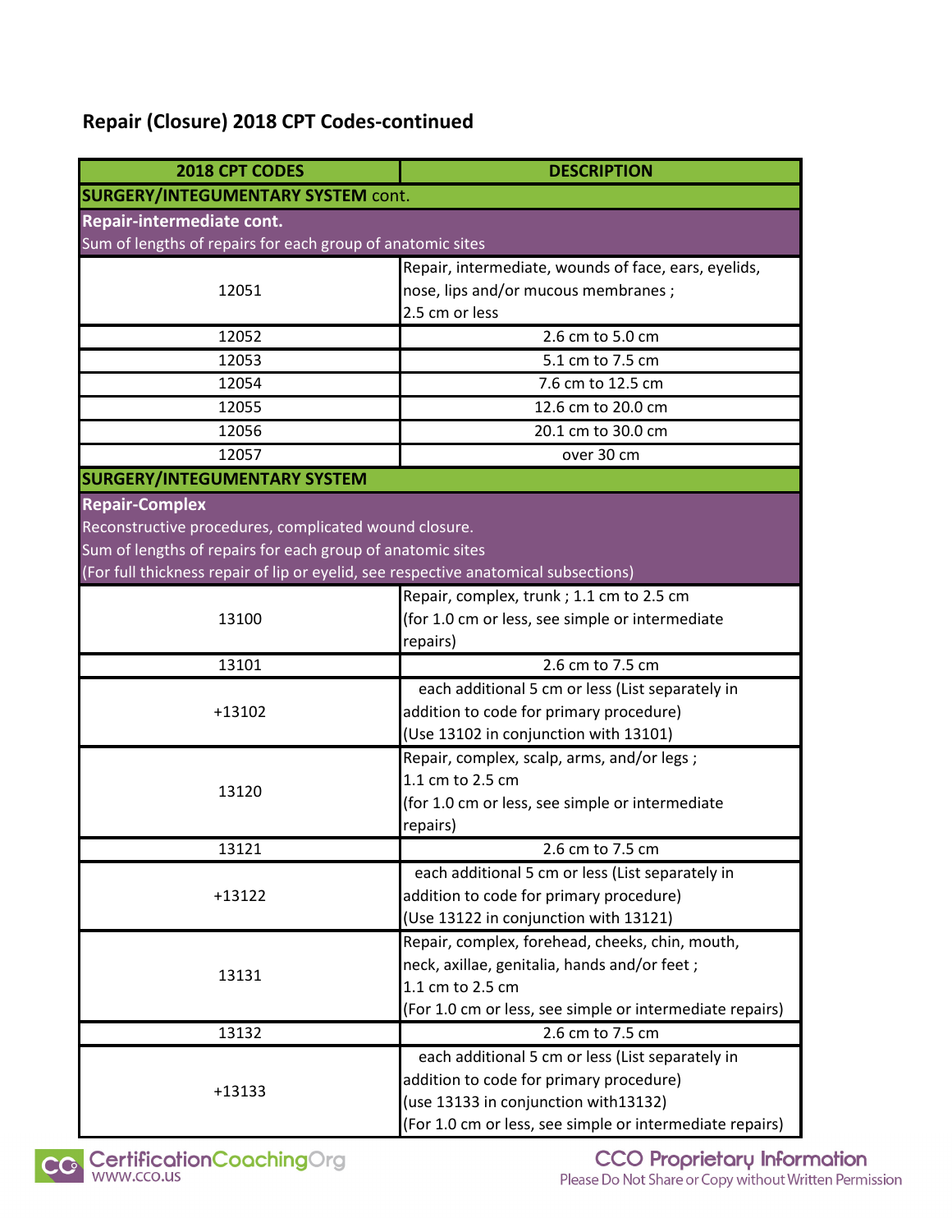## Repair (Closure) 2018 CPT Codes-continued

| 2018 CPT CODES | DESCRIPTION |
|---|---|
| **SURGERY/INTEGUMENTARY SYSTEM** cont. | |
| **Repair-intermediate cont.** Sum of lengths of repairs for each group of anatomic sites | |
| 12051 | Repair, intermediate, wounds of face, ears, eyelids, nose, lips and/or mucous membranes ; 2.5 cm or less |
| 12052 | 2.6 cm to 5.0 cm |
| 12053 | 5.1 cm to 7.5 cm |
| 12054 | 7.6 cm to 12.5 cm |
| 12055 | 12.6 cm to 20.0 cm |
| 12056 | 20.1 cm to 30.0 cm |
| 12057 | over 30 cm |
| **SURGERY/INTEGUMENTARY SYSTEM** | |
| **Repair-Complex** Reconstructive procedures, complicated wound closure. Sum of lengths of repairs for each group of anatomic sites (For full thickness repair of lip or eyelid, see respective anatomical subsections) | |
| 13100 | Repair, complex, trunk ; 1.1 cm to 2.5 cm (for 1.0 cm or less, see simple or intermediate repairs) |
| 13101 | 2.6 cm to 7.5 cm |
| +13102 | each additional 5 cm or less (List separately in addition to code for primary procedure) (Use 13102 in conjunction with 13101) |
| 13120 | Repair, complex, scalp, arms, and/or legs ; 1.1 cm to 2.5 cm (for 1.0 cm or less, see simple or intermediate repairs) |
| 13121 | 2.6 cm to 7.5 cm |
| +13122 | each additional 5 cm or less (List separately in addition to code for primary procedure) (Use 13122 in conjunction with 13121) |
| 13131 | Repair, complex, forehead, cheeks, chin, mouth, neck, axillae, genitalia, hands and/or feet ; 1.1 cm to 2.5 cm (For 1.0 cm or less, see simple or intermediate repairs) |
| 13132 | 2.6 cm to 7.5 cm |
| +13133 | each additional 5 cm or less (List separately in addition to code for primary procedure) (use 13133 in conjunction with13132) (For 1.0 cm or less, see simple or intermediate repairs) |

CertificationCoachingOrg www.cco.us

CCO Proprietary Information
Please Do Not Share or Copy without Written Permission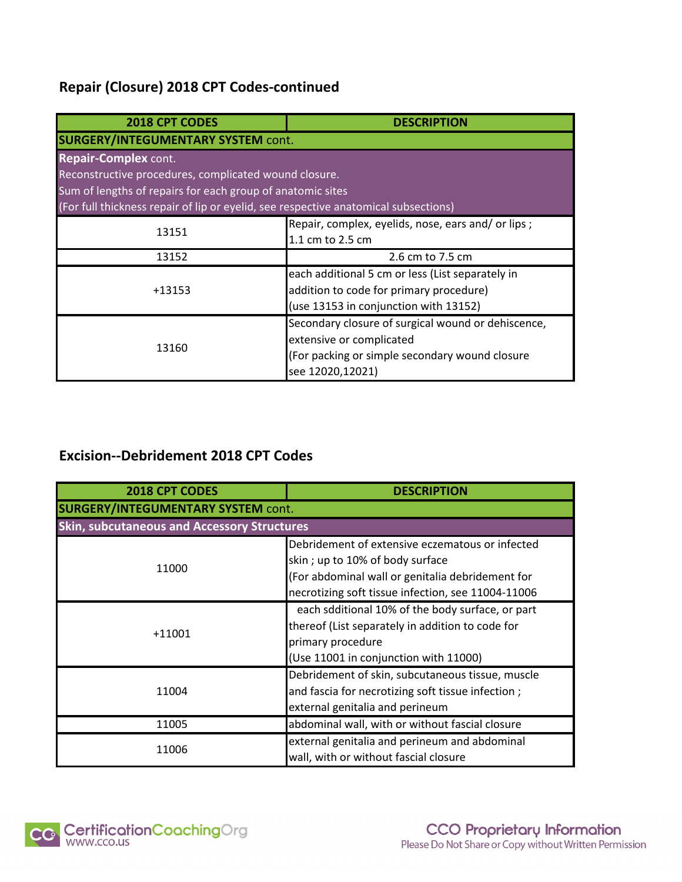## Repair (Closure) 2018 CPT Codes-continued

| 2018 CPT CODES | DESCRIPTION |
|---|---|
| **SURGERY/INTEGUMENTARY SYSTEM** cont. | |
| **Repair-Complex** cont.<br>Reconstructive procedures, complicated wound closure.<br>Sum of lengths of repairs for each group of anatomic sites<br>(For full thickness repair of lip or eyelid, see respective anatomical subsections) | |
| 13151 | Repair, complex, eyelids, nose, ears and/ or lips ; 1.1 cm to 2.5 cm |
| 13152 | 2.6 cm to 7.5 cm |
| +13153 | each additional 5 cm or less (List separately in addition to code for primary procedure)<br>(use 13153 in conjunction with 13152) |
| 13160 | Secondary closure of surgical wound or dehiscence, extensive or complicated<br>(For packing or simple secondary wound closure see 12020,12021) |

## Excision--Debridement 2018 CPT Codes

| 2018 CPT CODES | DESCRIPTION |
|---|---|
| **SURGERY/INTEGUMENTARY SYSTEM** cont. | |
| **Skin, subcutaneous and Accessory Structures** | |
| 11000 | Debridement of extensive eczematous or infected skin ; up to 10% of body surface<br>(For abdominal wall or genitalia debridement for necrotizing soft tissue infection, see 11004-11006 |
| +11001 | each sdditional 10% of the body surface, or part thereof (List separately in addition to code for primary procedure<br>(Use 11001 in conjunction with 11000) |
| 11004 | Debridement of skin, subcutaneous tissue, muscle and fascia for necrotizing soft tissue infection ; external genitalia and perineum |
| 11005 | abdominal wall, with or without fascial closure |
| 11006 | external genitalia and perineum and abdominal wall, with or without fascial closure |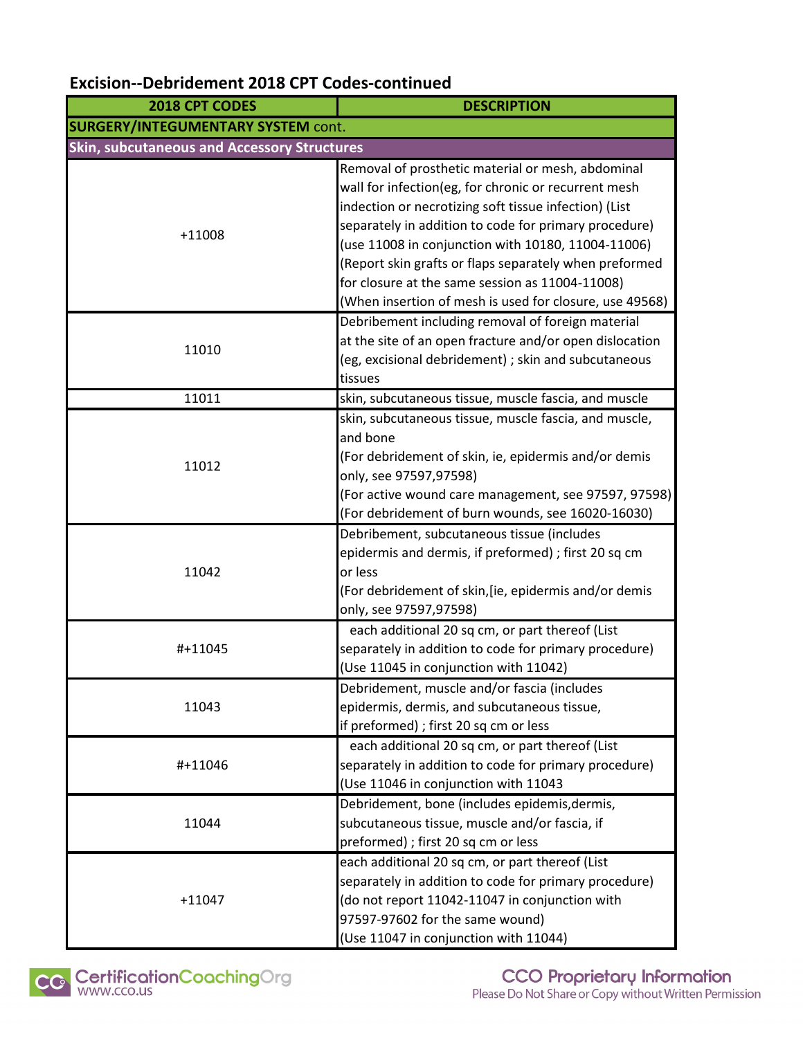## Excision--Debridement 2018 CPT Codes-continued

| 2018 CPT CODES | DESCRIPTION |
|---|---|
| **SURGERY/INTEGUMENTARY SYSTEM** cont. | |
| **Skin, subcutaneous and Accessory Structures** | |
| +11008 | Removal of prosthetic material or mesh, abdominal wall for infection(eg, for chronic or recurrent mesh indection or necrotizing soft tissue infection) (List separately in addition to code for primary procedure) (use 11008 in conjunction with 10180, 11004-11006) (Report skin grafts or flaps separately when preformed for closure at the same session as 11004-11008) (When insertion of mesh is used for closure, use 49568) |
| 11010 | Debribement including removal of foreign material at the site of an open fracture and/or open dislocation (eg, excisional debridement) ; skin and subcutaneous tissues |
| 11011 | skin, subcutaneous tissue, muscle fascia, and muscle |
| 11012 | skin, subcutaneous tissue, muscle fascia, and muscle, and bone (For debridement of skin, ie, epidermis and/or demis only, see 97597,97598) (For active wound care management, see 97597, 97598) (For debridement of burn wounds, see 16020-16030) |
| 11042 | Debribement, subcutaneous tissue (includes epidermis and dermis, if preformed) ; first 20 sq cm or less (For debridement of skin,[ie, epidermis and/or demis only, see 97597,97598) |
| #+11045 | each additional 20 sq cm, or part thereof (List separately in addition to code for primary procedure) (Use 11045 in conjunction with 11042) |
| 11043 | Debridement, muscle and/or fascia (includes epidermis, dermis, and subcutaneous tissue, if preformed) ; first 20 sq cm or less |
| #+11046 | each additional 20 sq cm, or part thereof (List separately in addition to code for primary procedure) (Use 11046 in conjunction with 11043 |
| 11044 | Debridement, bone (includes epidemis,dermis, subcutaneous tissue, muscle and/or fascia, if preformed) ; first 20 sq cm or less |
| +11047 | each additional 20 sq cm, or part thereof (List separately in addition to code for primary procedure) (do not report 11042-11047 in conjunction with 97597-97602 for the same wound) (Use 11047 in conjunction with 11044) |